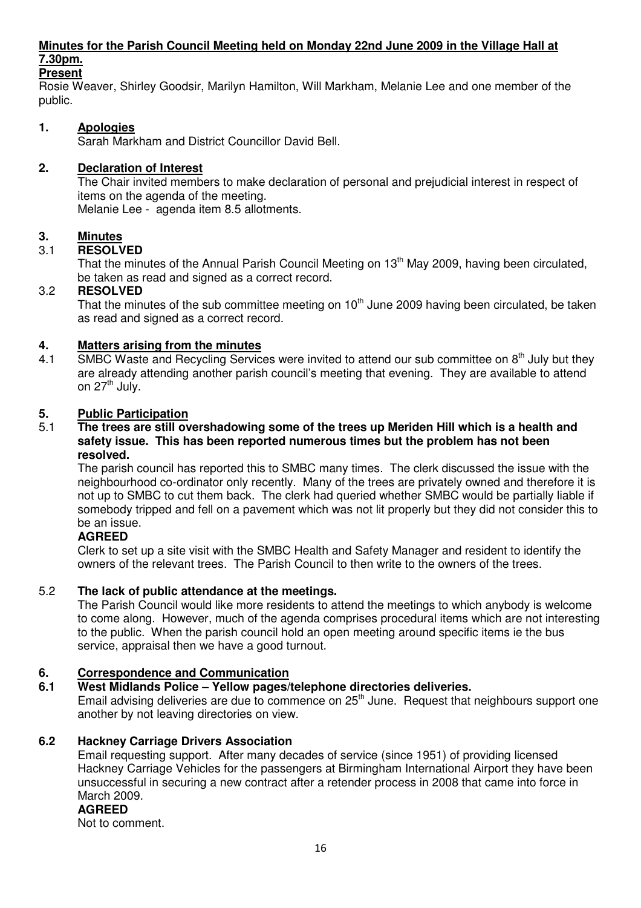**Minutes for the Parish Council Meeting held on Monday 22nd June 2009 in the Village Hall at 7.30pm.**

**Present**

Rosie Weaver, Shirley Goodsir, Marilyn Hamilton, Will Markham, Melanie Lee and one member of the public.

## 1. Apologies

Sarah Markham and District Councillor David Bell.

## 2. Declaration of Interest

The Chair invited members to make declaration of personal and prejudicial interest in respect of items on the agenda of the meeting.

Melanie Lee - agenda item 8.5 allotments.

## 3. Minutes

3.1 **RESOLVED**

That the minutes of the Annual Parish Council Meeting on 13th May 2009, having been circulated, be taken as read and signed as a correct record.

3.2 **RESOLVED**

That the minutes of the sub committee meeting on 10th June 2009 having been circulated, be taken as read and signed as a correct record.

## 4. Matters arising from the minutes

4.1 SMBC Waste and Recycling Services were invited to attend our sub committee on 8th July but they are already attending another parish council's meeting that evening. They are available to attend on 27th July.

## 5. Public Participation

5.1 **The trees are still overshadowing some of the trees up Meriden Hill which is a health and safety issue. This has been reported numerous times but the problem has not been resolved.**

The parish council has reported this to SMBC many times. The clerk discussed the issue with the neighbourhood co-ordinator only recently. Many of the trees are privately owned and therefore it is not up to SMBC to cut them back. The clerk had queried whether SMBC would be partially liable if somebody tripped and fell on a pavement which was not lit properly but they did not consider this to be an issue.

**AGREED**

Clerk to set up a site visit with the SMBC Health and Safety Manager and resident to identify the owners of the relevant trees. The Parish Council to then write to the owners of the trees.

5.2 **The lack of public attendance at the meetings.**

The Parish Council would like more residents to attend the meetings to which anybody is welcome to come along. However, much of the agenda comprises procedural items which are not interesting to the public. When the parish council hold an open meeting around specific items ie the bus service, appraisal then we have a good turnout.

## 6. Correspondence and Communication

**6.1 West Midlands Police – Yellow pages/telephone directories deliveries.**

Email advising deliveries are due to commence on 25th June. Request that neighbours support one another by not leaving directories on view.

**6.2 Hackney Carriage Drivers Association**

Email requesting support. After many decades of service (since 1951) of providing licensed Hackney Carriage Vehicles for the passengers at Birmingham International Airport they have been unsuccessful in securing a new contract after a retender process in 2008 that came into force in March 2009.

**AGREED**

Not to comment.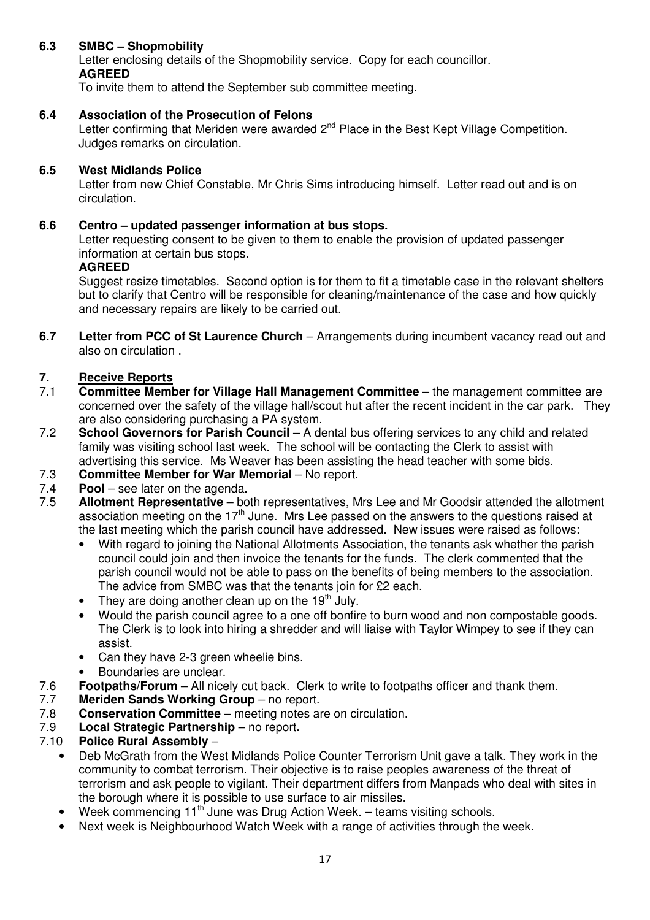**6.3 SMBC – Shopmobility**

Letter enclosing details of the Shopmobility service. Copy for each councillor.

**AGREED**

To invite them to attend the September sub committee meeting.

**6.4 Association of the Prosecution of Felons**

Letter confirming that Meriden were awarded 2nd Place in the Best Kept Village Competition. Judges remarks on circulation.

**6.5 West Midlands Police**

Letter from new Chief Constable, Mr Chris Sims introducing himself. Letter read out and is on circulation.

**6.6 Centro – updated passenger information at bus stops.**

Letter requesting consent to be given to them to enable the provision of updated passenger information at certain bus stops.

**AGREED**

Suggest resize timetables. Second option is for them to fit a timetable case in the relevant shelters but to clarify that Centro will be responsible for cleaning/maintenance of the case and how quickly and necessary repairs are likely to be carried out.

**6.7 Letter from PCC of St Laurence Church** – Arrangements during incumbent vacancy read out and also on circulation .

## 7. Receive Reports

7.1 **Committee Member for Village Hall Management Committee** – the management committee are concerned over the safety of the village hall/scout hut after the recent incident in the car park. They are also considering purchasing a PA system.

7.2 **School Governors for Parish Council** – A dental bus offering services to any child and related family was visiting school last week. The school will be contacting the Clerk to assist with advertising this service. Ms Weaver has been assisting the head teacher with some bids.

7.3 **Committee Member for War Memorial** – No report.

7.4 **Pool** – see later on the agenda.

7.5 **Allotment Representative** – both representatives, Mrs Lee and Mr Goodsir attended the allotment association meeting on the 17th June. Mrs Lee passed on the answers to the questions raised at the last meeting which the parish council have addressed. New issues were raised as follows:

- With regard to joining the National Allotments Association, the tenants ask whether the parish council could join and then invoice the tenants for the funds. The clerk commented that the parish council would not be able to pass on the benefits of being members to the association. The advice from SMBC was that the tenants join for £2 each.
- They are doing another clean up on the 19th July.
- Would the parish council agree to a one off bonfire to burn wood and non compostable goods. The Clerk is to look into hiring a shredder and will liaise with Taylor Wimpey to see if they can assist.
- Can they have 2-3 green wheelie bins.
- Boundaries are unclear.

7.6 **Footpaths/Forum** – All nicely cut back. Clerk to write to footpaths officer and thank them.

7.7 **Meriden Sands Working Group** – no report.

7.8 **Conservation Committee** – meeting notes are on circulation.

7.9 **Local Strategic Partnership** – no report**.**

7.10 **Police Rural Assembly** –

- Deb McGrath from the West Midlands Police Counter Terrorism Unit gave a talk. They work in the community to combat terrorism. Their objective is to raise peoples awareness of the threat of terrorism and ask people to vigilant. Their department differs from Manpads who deal with sites in the borough where it is possible to use surface to air missiles.
- Week commencing 11th June was Drug Action Week. – teams visiting schools.
- Next week is Neighbourhood Watch Week with a range of activities through the week.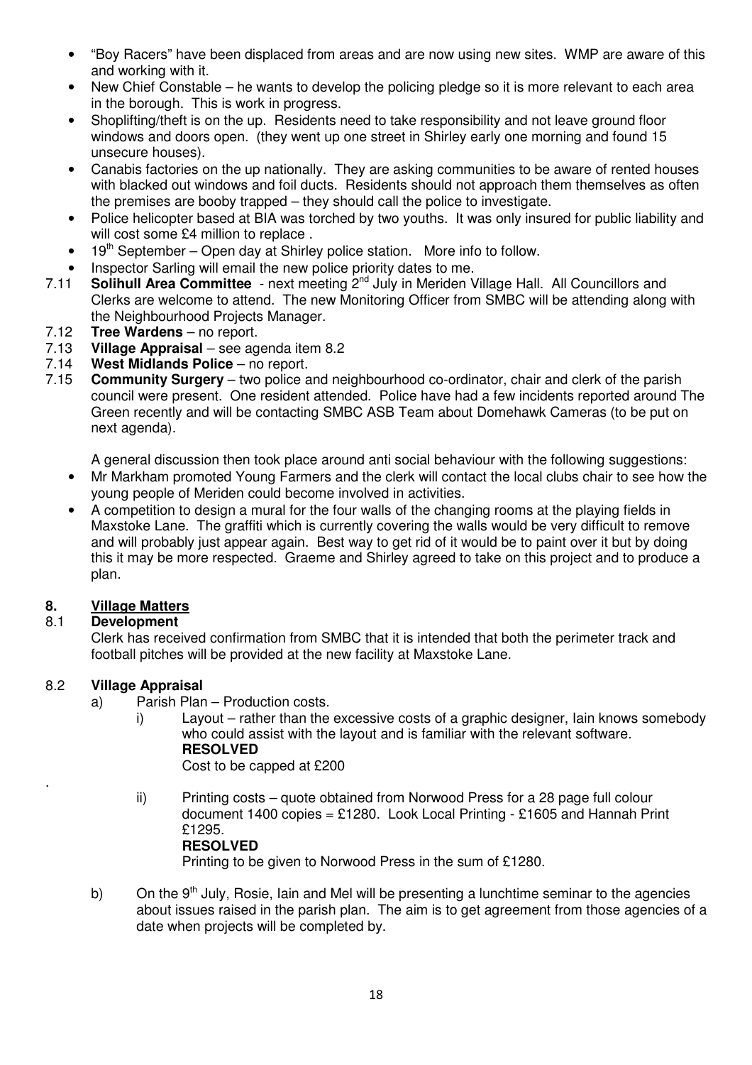- "Boy Racers" have been displaced from areas and are now using new sites. WMP are aware of this and working with it.
- New Chief Constable – he wants to develop the policing pledge so it is more relevant to each area in the borough. This is work in progress.
- Shoplifting/theft is on the up. Residents need to take responsibility and not leave ground floor windows and doors open. (they went up one street in Shirley early one morning and found 15 unsecure houses).
- Canabis factories on the up nationally. They are asking communities to be aware of rented houses with blacked out windows and foil ducts. Residents should not approach them themselves as often the premises are booby trapped – they should call the police to investigate.
- Police helicopter based at BIA was torched by two youths. It was only insured for public liability and will cost some £4 million to replace .
- 19th September – Open day at Shirley police station. More info to follow.
- Inspector Sarling will email the new police priority dates to me.

7.11 **Solihull Area Committee** - next meeting 2nd July in Meriden Village Hall. All Councillors and Clerks are welcome to attend. The new Monitoring Officer from SMBC will be attending along with the Neighbourhood Projects Manager.

7.12 **Tree Wardens** – no report.

7.13 **Village Appraisal** – see agenda item 8.2

7.14 **West Midlands Police** – no report.

7.15 **Community Surgery** – two police and neighbourhood co-ordinator, chair and clerk of the parish council were present. One resident attended. Police have had a few incidents reported around The Green recently and will be contacting SMBC ASB Team about Domehawk Cameras (to be put on next agenda).

A general discussion then took place around anti social behaviour with the following suggestions:

- Mr Markham promoted Young Farmers and the clerk will contact the local clubs chair to see how the young people of Meriden could become involved in activities.
- A competition to design a mural for the four walls of the changing rooms at the playing fields in Maxstoke Lane. The graffiti which is currently covering the walls would be very difficult to remove and will probably just appear again. Best way to get rid of it would be to paint over it but by doing this it may be more respected. Graeme and Shirley agreed to take on this project and to produce a plan.

## 8. Village Matters

### 8.1 Development

Clerk has received confirmation from SMBC that it is intended that both the perimeter track and football pitches will be provided at the new facility at Maxstoke Lane.

### 8.2 Village Appraisal

a) Parish Plan – Production costs.

i) Layout – rather than the excessive costs of a graphic designer, Iain knows somebody who could assist with the layout and is familiar with the relevant software.
**RESOLVED**
Cost to be capped at £200

ii) Printing costs – quote obtained from Norwood Press for a 28 page full colour document 1400 copies = £1280. Look Local Printing - £1605 and Hannah Print £1295.
**RESOLVED**
Printing to be given to Norwood Press in the sum of £1280.

b) On the 9th July, Rosie, Iain and Mel will be presenting a lunchtime seminar to the agencies about issues raised in the parish plan. The aim is to get agreement from those agencies of a date when projects will be completed by.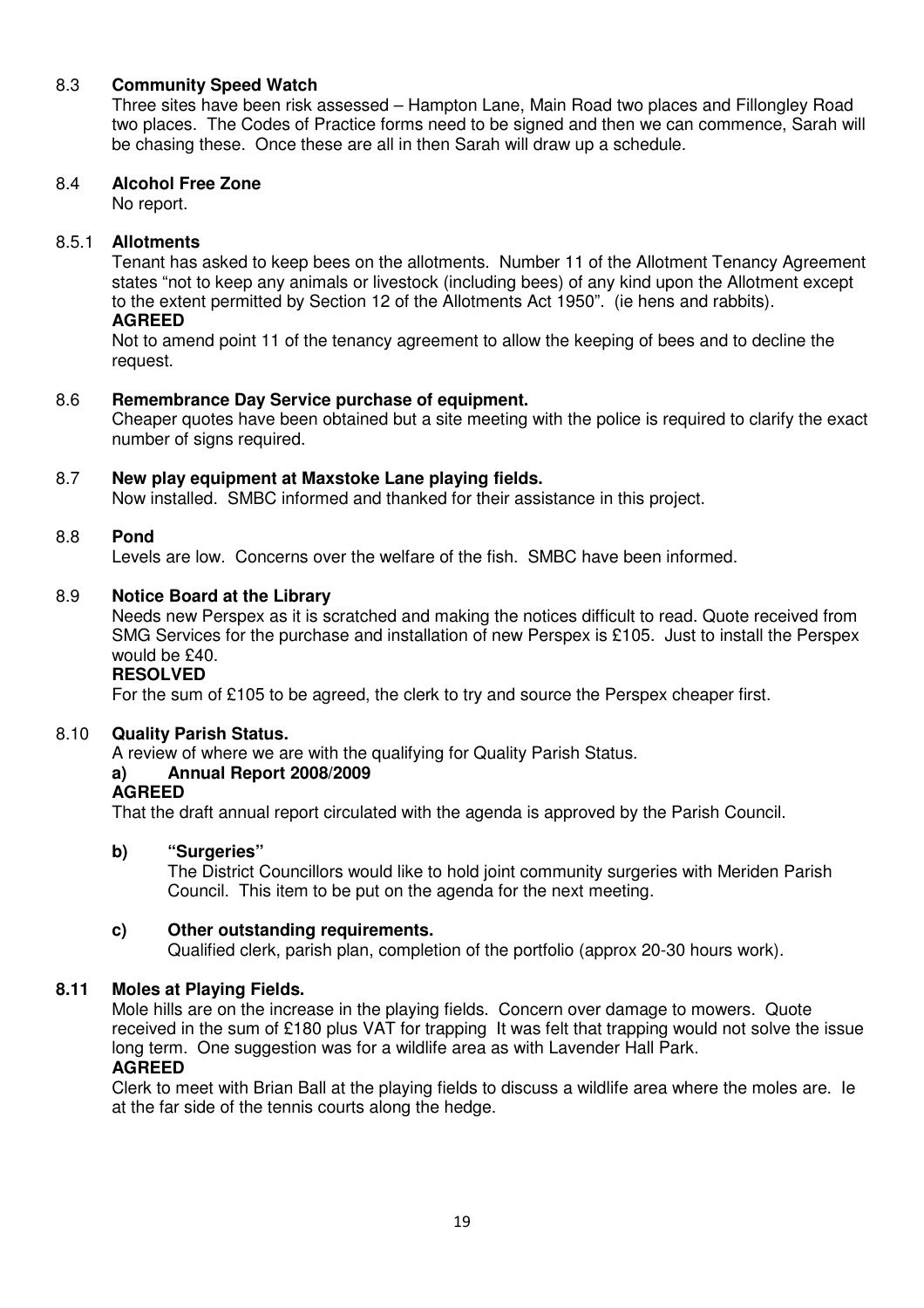### 8.3 Community Speed Watch

Three sites have been risk assessed – Hampton Lane, Main Road two places and Fillongley Road two places. The Codes of Practice forms need to be signed and then we can commence, Sarah will be chasing these. Once these are all in then Sarah will draw up a schedule.

### 8.4 Alcohol Free Zone

No report.

### 8.5.1 Allotments

Tenant has asked to keep bees on the allotments. Number 11 of the Allotment Tenancy Agreement states "not to keep any animals or livestock (including bees) of any kind upon the Allotment except to the extent permitted by Section 12 of the Allotments Act 1950". (ie hens and rabbits).

**AGREED**

Not to amend point 11 of the tenancy agreement to allow the keeping of bees and to decline the request.

### 8.6 Remembrance Day Service purchase of equipment.

Cheaper quotes have been obtained but a site meeting with the police is required to clarify the exact number of signs required.

### 8.7 New play equipment at Maxstoke Lane playing fields.

Now installed. SMBC informed and thanked for their assistance in this project.

### 8.8 Pond

Levels are low. Concerns over the welfare of the fish. SMBC have been informed.

### 8.9 Notice Board at the Library

Needs new Perspex as it is scratched and making the notices difficult to read. Quote received from SMG Services for the purchase and installation of new Perspex is £105. Just to install the Perspex would be £40.

**RESOLVED**

For the sum of £105 to be agreed, the clerk to try and source the Perspex cheaper first.

### 8.10 Quality Parish Status.

A review of where we are with the qualifying for Quality Parish Status.

**a) Annual Report 2008/2009**

**AGREED**

That the draft annual report circulated with the agenda is approved by the Parish Council.

**b) "Surgeries"**

The District Councillors would like to hold joint community surgeries with Meriden Parish Council. This item to be put on the agenda for the next meeting.

**c) Other outstanding requirements.**

Qualified clerk, parish plan, completion of the portfolio (approx 20-30 hours work).

### 8.11 Moles at Playing Fields.

Mole hills are on the increase in the playing fields. Concern over damage to mowers. Quote received in the sum of £180 plus VAT for trapping It was felt that trapping would not solve the issue long term. One suggestion was for a wildlife area as with Lavender Hall Park.

**AGREED**

Clerk to meet with Brian Ball at the playing fields to discuss a wildlife area where the moles are. Ie at the far side of the tennis courts along the hedge.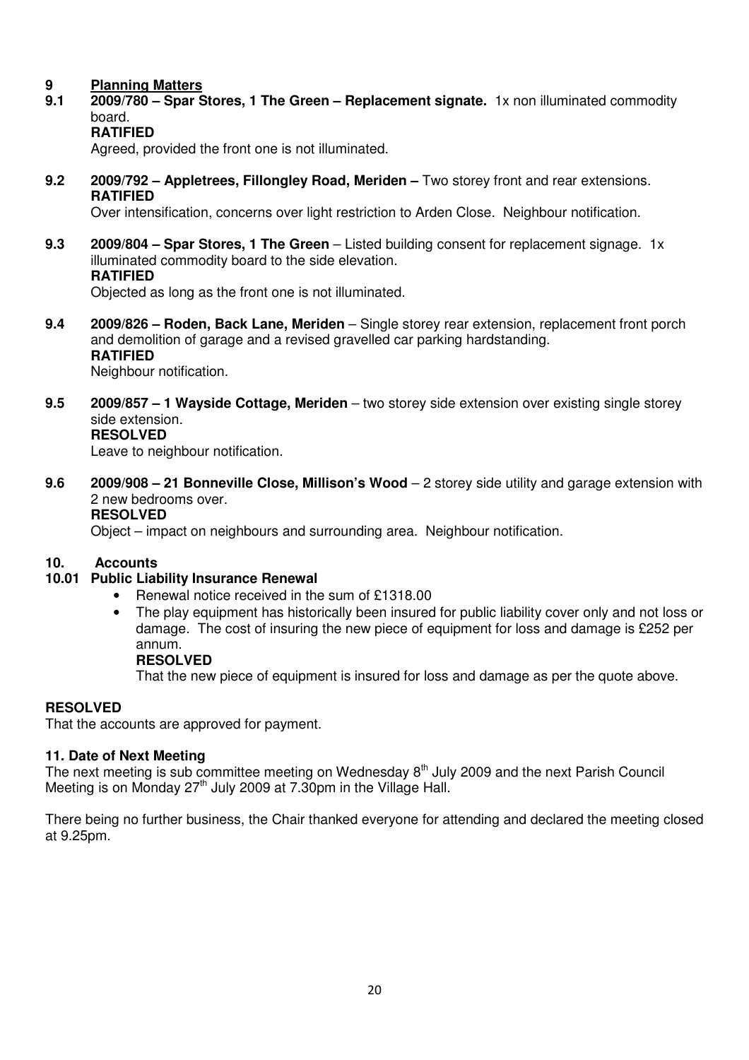## 9 Planning Matters

**9.1 2009/780 – Spar Stores, 1 The Green – Replacement signate.** 1x non illuminated commodity board.
**RATIFIED**
Agreed, provided the front one is not illuminated.

**9.2 2009/792 – Appletrees, Fillongley Road, Meriden –** Two storey front and rear extensions.
**RATIFIED**
Over intensification, concerns over light restriction to Arden Close. Neighbour notification.

**9.3 2009/804 – Spar Stores, 1 The Green** – Listed building consent for replacement signage. 1x illuminated commodity board to the side elevation.
**RATIFIED**
Objected as long as the front one is not illuminated.

**9.4 2009/826 – Roden, Back Lane, Meriden** – Single storey rear extension, replacement front porch and demolition of garage and a revised gravelled car parking hardstanding.
**RATIFIED**
Neighbour notification.

**9.5 2009/857 – 1 Wayside Cottage, Meriden** – two storey side extension over existing single storey side extension.
**RESOLVED**
Leave to neighbour notification.

**9.6 2009/908 – 21 Bonneville Close, Millison's Wood** – 2 storey side utility and garage extension with 2 new bedrooms over.
**RESOLVED**
Object – impact on neighbours and surrounding area. Neighbour notification.

## 10. Accounts

### 10.01 Public Liability Insurance Renewal

- Renewal notice received in the sum of £1318.00
- The play equipment has historically been insured for public liability cover only and not loss or damage. The cost of insuring the new piece of equipment for loss and damage is £252 per annum.
  **RESOLVED**
  That the new piece of equipment is insured for loss and damage as per the quote above.

**RESOLVED**
That the accounts are approved for payment.

### 11. Date of Next Meeting

The next meeting is sub committee meeting on Wednesday 8th July 2009 and the next Parish Council Meeting is on Monday 27th July 2009 at 7.30pm in the Village Hall.

There being no further business, the Chair thanked everyone for attending and declared the meeting closed at 9.25pm.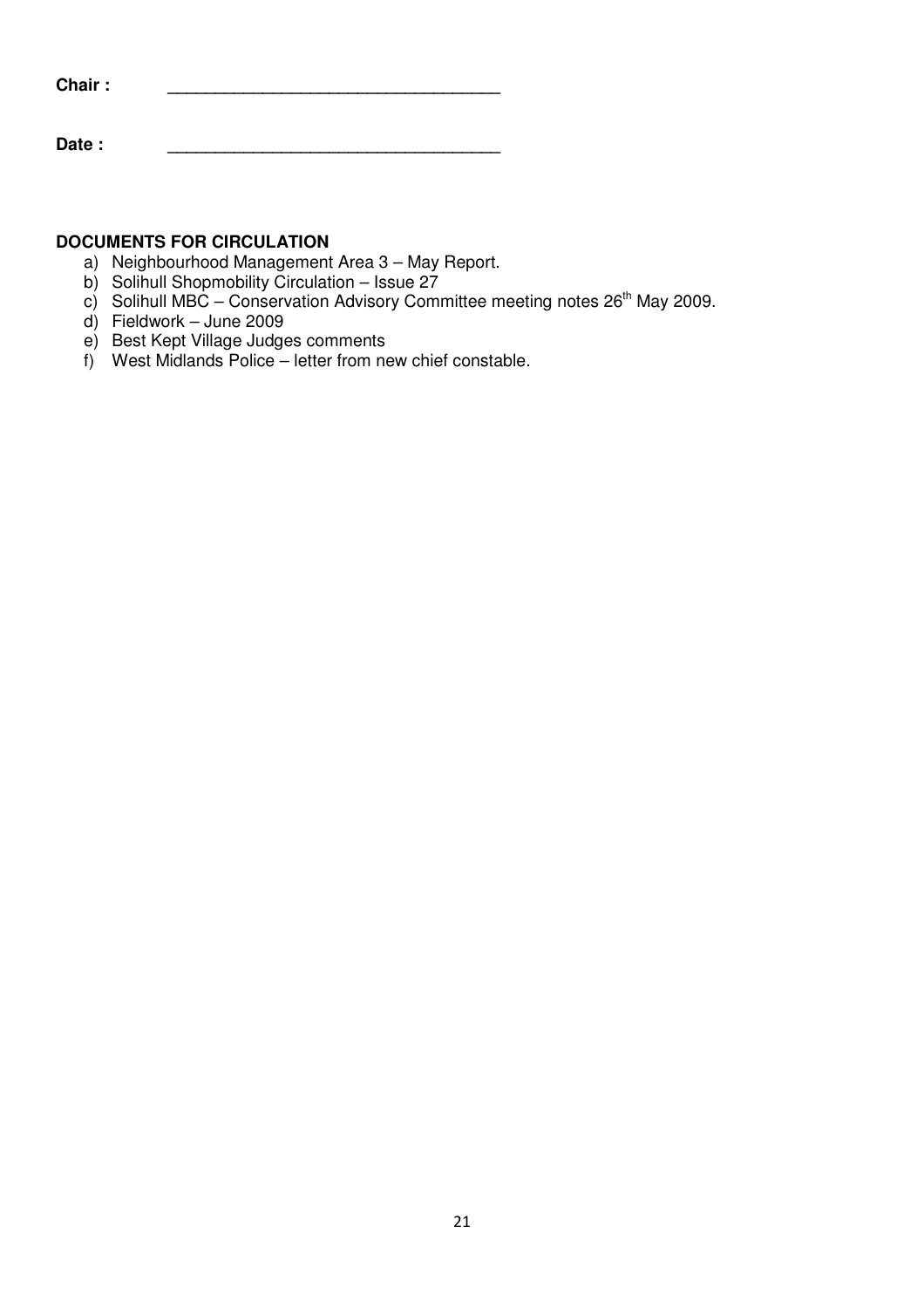**Chair :** ___________________________________

**Date :** ___________________________________

**DOCUMENTS FOR CIRCULATION**

a) Neighbourhood Management Area 3 – May Report.
b) Solihull Shopmobility Circulation – Issue 27
c) Solihull MBC – Conservation Advisory Committee meeting notes 26th May 2009.
d) Fieldwork – June 2009
e) Best Kept Village Judges comments
f) West Midlands Police – letter from new chief constable.